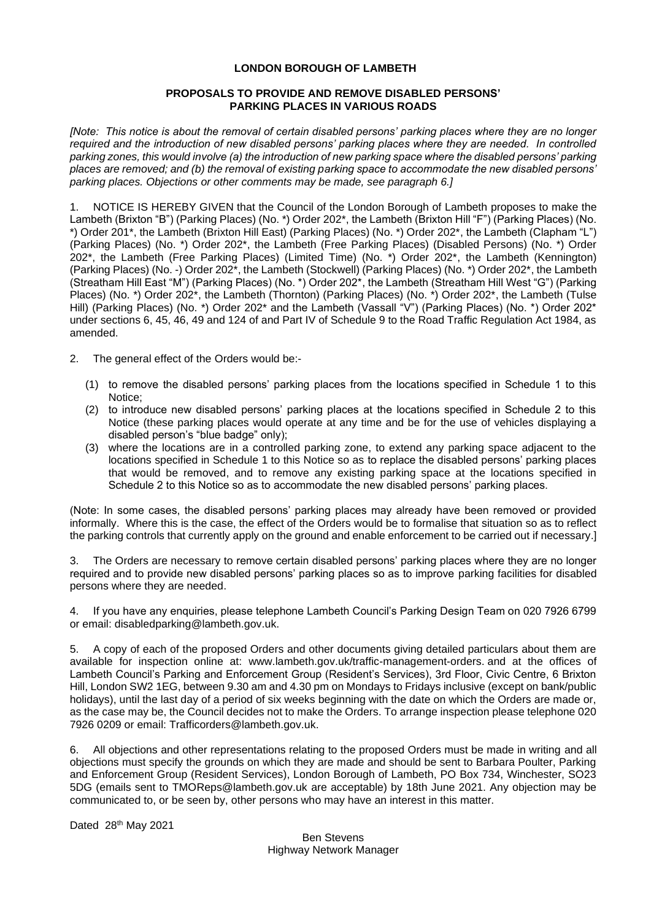# LONDON BOROUGH OF LAMBETH

## PROPOSALS TO PROVIDE AND REMOVE DISABLED PERSONS' PARKING PLACES IN VARIOUS ROADS

*[Note: This notice is about the removal of certain disabled persons' parking places where they are no longer required and the introduction of new disabled persons' parking places where they are needed. In controlled parking zones, this would involve (a) the introduction of new parking space where the disabled persons' parking places are removed; and (b) the removal of existing parking space to accommodate the new disabled persons' parking places. Objections or other comments may be made, see paragraph 6.]*

1. NOTICE IS HEREBY GIVEN that the Council of the London Borough of Lambeth proposes to make the Lambeth (Brixton "B") (Parking Places) (No. *) Order 202*, the Lambeth (Brixton Hill "F") (Parking Places) (No. *) Order 201*, the Lambeth (Brixton Hill East) (Parking Places) (No. *) Order 202*, the Lambeth (Clapham "L") (Parking Places) (No. *) Order 202*, the Lambeth (Free Parking Places) (Disabled Persons) (No. *) Order 202*, the Lambeth (Free Parking Places) (Limited Time) (No. *) Order 202*, the Lambeth (Kennington) (Parking Places) (No. -) Order 202*, the Lambeth (Stockwell) (Parking Places) (No. *) Order 202*, the Lambeth (Streatham Hill East "M") (Parking Places) (No. *) Order 202*, the Lambeth (Streatham Hill West "G") (Parking Places) (No. *) Order 202*, the Lambeth (Thornton) (Parking Places) (No. *) Order 202*, the Lambeth (Tulse Hill) (Parking Places) (No. *) Order 202* and the Lambeth (Vassall "V") (Parking Places) (No. *) Order 202* under sections 6, 45, 46, 49 and 124 of and Part IV of Schedule 9 to the Road Traffic Regulation Act 1984, as amended.

2. The general effect of the Orders would be:-

   (1) to remove the disabled persons' parking places from the locations specified in Schedule 1 to this Notice;
   (2) to introduce new disabled persons' parking places at the locations specified in Schedule 2 to this Notice (these parking places would operate at any time and be for the use of vehicles displaying a disabled person's "blue badge" only);
   (3) where the locations are in a controlled parking zone, to extend any parking space adjacent to the locations specified in Schedule 1 to this Notice so as to replace the disabled persons' parking places that would be removed, and to remove any existing parking space at the locations specified in Schedule 2 to this Notice so as to accommodate the new disabled persons' parking places.

(Note: In some cases, the disabled persons' parking places may already have been removed or provided informally. Where this is the case, the effect of the Orders would be to formalise that situation so as to reflect the parking controls that currently apply on the ground and enable enforcement to be carried out if necessary.]

3. The Orders are necessary to remove certain disabled persons' parking places where they are no longer required and to provide new disabled persons' parking places so as to improve parking facilities for disabled persons where they are needed.

4. If you have any enquiries, please telephone Lambeth Council's Parking Design Team on 020 7926 6799 or email: disabledparking@lambeth.gov.uk.

5. A copy of each of the proposed Orders and other documents giving detailed particulars about them are available for inspection online at: www.lambeth.gov.uk/traffic-management-orders. and at the offices of Lambeth Council's Parking and Enforcement Group (Resident's Services), 3rd Floor, Civic Centre, 6 Brixton Hill, London SW2 1EG, between 9.30 am and 4.30 pm on Mondays to Fridays inclusive (except on bank/public holidays), until the last day of a period of six weeks beginning with the date on which the Orders are made or, as the case may be, the Council decides not to make the Orders. To arrange inspection please telephone 020 7926 0209 or email: Trafficorders@lambeth.gov.uk.

6. All objections and other representations relating to the proposed Orders must be made in writing and all objections must specify the grounds on which they are made and should be sent to Barbara Poulter, Parking and Enforcement Group (Resident Services), London Borough of Lambeth, PO Box 734, Winchester, SO23 5DG (emails sent to TMOReps@lambeth.gov.uk are acceptable) by 18th June 2021. Any objection may be communicated to, or be seen by, other persons who may have an interest in this matter.

Dated 28th May 2021

Ben Stevens
Highway Network Manager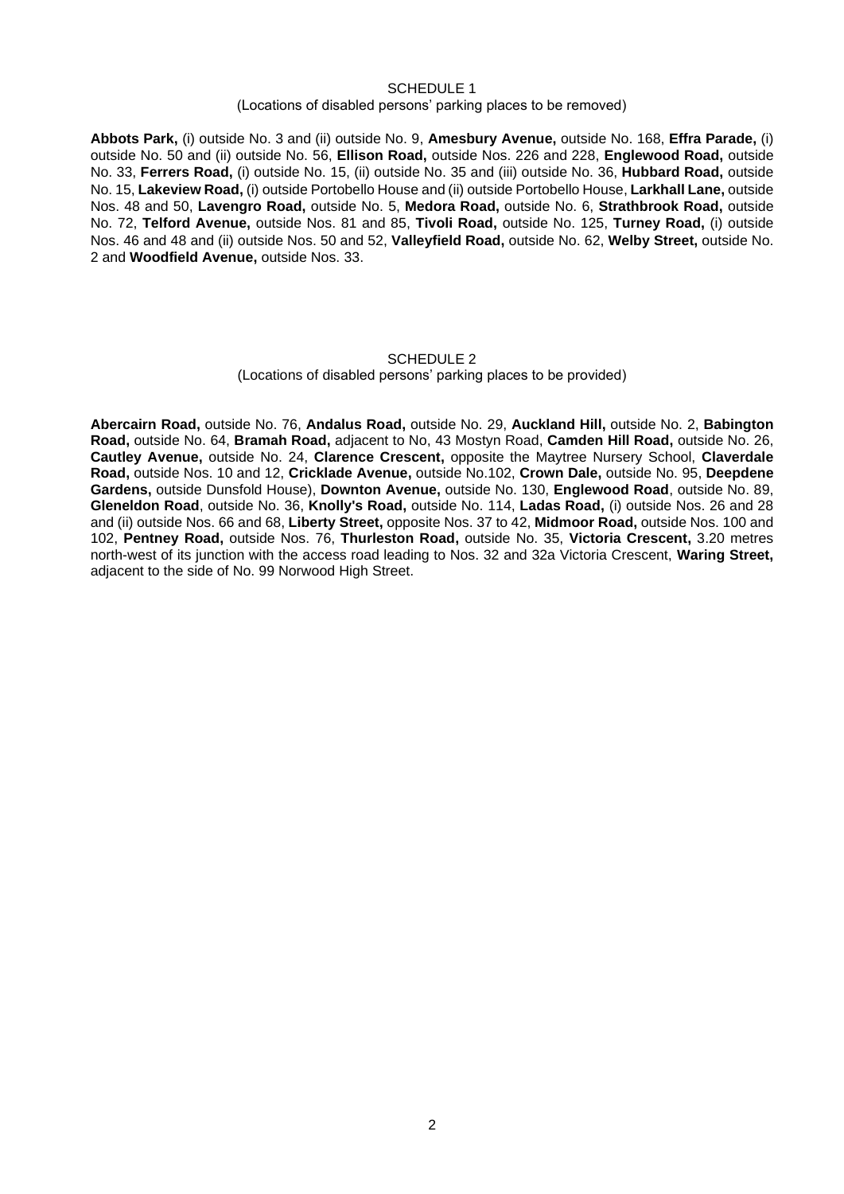SCHEDULE 1

(Locations of disabled persons' parking places to be removed)

**Abbots Park,** (i) outside No. 3 and (ii) outside No. 9, **Amesbury Avenue,** outside No. 168, **Effra Parade,** (i) outside No. 50 and (ii) outside No. 56, **Ellison Road,** outside Nos. 226 and 228, **Englewood Road,** outside No. 33, **Ferrers Road,** (i) outside No. 15, (ii) outside No. 35 and (iii) outside No. 36, **Hubbard Road,** outside No. 15, **Lakeview Road,** (i) outside Portobello House and (ii) outside Portobello House, **Larkhall Lane,** outside Nos. 48 and 50, **Lavengro Road,** outside No. 5, **Medora Road,** outside No. 6, **Strathbrook Road,** outside No. 72, **Telford Avenue,** outside Nos. 81 and 85, **Tivoli Road,** outside No. 125, **Turney Road,** (i) outside Nos. 46 and 48 and (ii) outside Nos. 50 and 52, **Valleyfield Road,** outside No. 62, **Welby Street,** outside No. 2 and **Woodfield Avenue,** outside Nos. 33.

SCHEDULE 2

(Locations of disabled persons' parking places to be provided)

**Abercairn Road,** outside No. 76, **Andalus Road,** outside No. 29, **Auckland Hill,** outside No. 2, **Babington Road,** outside No. 64, **Bramah Road,** adjacent to No, 43 Mostyn Road, **Camden Hill Road,** outside No. 26, **Cautley Avenue,** outside No. 24, **Clarence Crescent,** opposite the Maytree Nursery School, **Claverdale Road,** outside Nos. 10 and 12, **Cricklade Avenue,** outside No.102, **Crown Dale,** outside No. 95, **Deepdene Gardens,** outside Dunsfold House), **Downton Avenue,** outside No. 130, **Englewood Road**, outside No. 89, **Gleneldon Road**, outside No. 36, **Knolly's Road,** outside No. 114, **Ladas Road,** (i) outside Nos. 26 and 28 and (ii) outside Nos. 66 and 68, **Liberty Street,** opposite Nos. 37 to 42, **Midmoor Road,** outside Nos. 100 and 102, **Pentney Road,** outside Nos. 76, **Thurleston Road,** outside No. 35, **Victoria Crescent,** 3.20 metres north-west of its junction with the access road leading to Nos. 32 and 32a Victoria Crescent, **Waring Street,** adjacent to the side of No. 99 Norwood High Street.